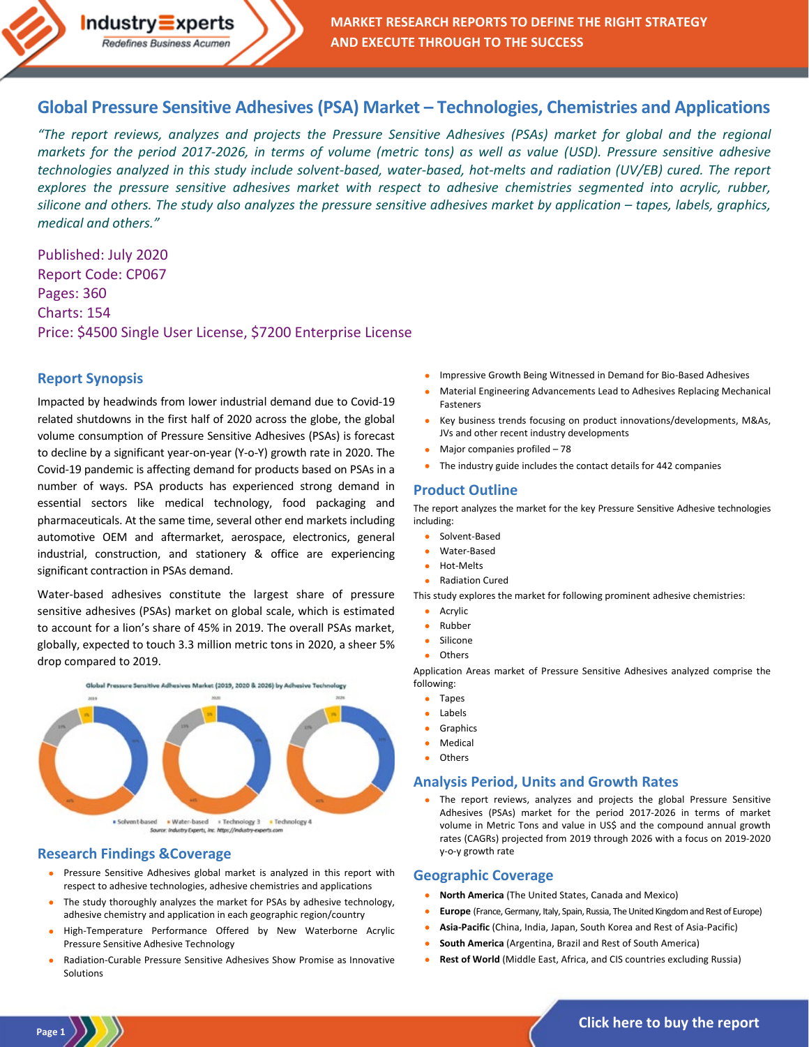# Global Pressure Sensitive Adhesives (PSA) Market – Technologies, Chemistries and Applications

*"The report reviews, analyzes and projects the Pressure Sensitive Adhesives (PSAs) market for global and the regional markets for the period 2017-2026, in terms of volume (metric tons) as well as value (USD). Pressure sensitive adhesive technologies analyzed in this study include solvent-based, water-based, hot-melts and radiation (UV/EB) cured. The report explores the pressure sensitive adhesives market with respect to adhesive chemistries segmented into acrylic, rubber, silicone and others. The study also analyzes the pressure sensitive adhesives market by application – tapes, labels, graphics, medical and others."*

Published: July 2020
Report Code: CP067
Pages: 360
Charts: 154
Price: $4500 Single User License, $7200 Enterprise License

## Report Synopsis

Impacted by headwinds from lower industrial demand due to Covid-19 related shutdowns in the first half of 2020 across the globe, the global volume consumption of Pressure Sensitive Adhesives (PSAs) is forecast to decline by a significant year-on-year (Y-o-Y) growth rate in 2020. The Covid-19 pandemic is affecting demand for products based on PSAs in a number of ways. PSA products has experienced strong demand in essential sectors like medical technology, food packaging and pharmaceuticals. At the same time, several other end markets including automotive OEM and aftermarket, aerospace, electronics, general industrial, construction, and stationery & office are experiencing significant contraction in PSAs demand.

Water-based adhesives constitute the largest share of pressure sensitive adhesives (PSAs) market on global scale, which is estimated to account for a lion's share of 45% in 2019. The overall PSAs market, globally, expected to touch 3.3 million metric tons in 2020, a sheer 5% drop compared to 2019.

Global Pressure Sensitive Adhesives Market (2019, 2020 & 2026) by Adhesive Technology

Solvent-based • Water-based • Technology 3 • Technology 4

Source: Industry Experts, Inc. https://industry-experts.com

## Research Findings &Coverage

- Pressure Sensitive Adhesives global market is analyzed in this report with respect to adhesive technologies, adhesive chemistries and applications
- The study thoroughly analyzes the market for PSAs by adhesive technology, adhesive chemistry and application in each geographic region/country
- High-Temperature Performance Offered by New Waterborne Acrylic Pressure Sensitive Adhesive Technology
- Radiation-Curable Pressure Sensitive Adhesives Show Promise as Innovative Solutions
- Impressive Growth Being Witnessed in Demand for Bio-Based Adhesives
- Material Engineering Advancements Lead to Adhesives Replacing Mechanical Fasteners
- Key business trends focusing on product innovations/developments, M&As, JVs and other recent industry developments
- Major companies profiled – 78
- The industry guide includes the contact details for 442 companies

## Product Outline

The report analyzes the market for the key Pressure Sensitive Adhesive technologies including:

- Solvent-Based
- Water-Based
- Hot-Melts
- Radiation Cured

This study explores the market for following prominent adhesive chemistries:

- Acrylic
- Rubber
- Silicone
- Others

Application Areas market of Pressure Sensitive Adhesives analyzed comprise the following:

- Tapes
- Labels
- Graphics
- Medical
- Others

## Analysis Period, Units and Growth Rates

- The report reviews, analyzes and projects the global Pressure Sensitive Adhesives (PSAs) market for the period 2017-2026 in terms of market volume in Metric Tons and value in US$ and the compound annual growth rates (CAGRs) projected from 2019 through 2026 with a focus on 2019-2020 y-o-y growth rate

## Geographic Coverage

- **North America** (The United States, Canada and Mexico)
- **Europe** (France, Germany, Italy, Spain, Russia, The United Kingdom and Rest of Europe)
- **Asia-Pacific** (China, India, Japan, South Korea and Rest of Asia-Pacific)
- **South America** (Argentina, Brazil and Rest of South America)
- **Rest of World** (Middle East, Africa, and CIS countries excluding Russia)

Click here to buy the report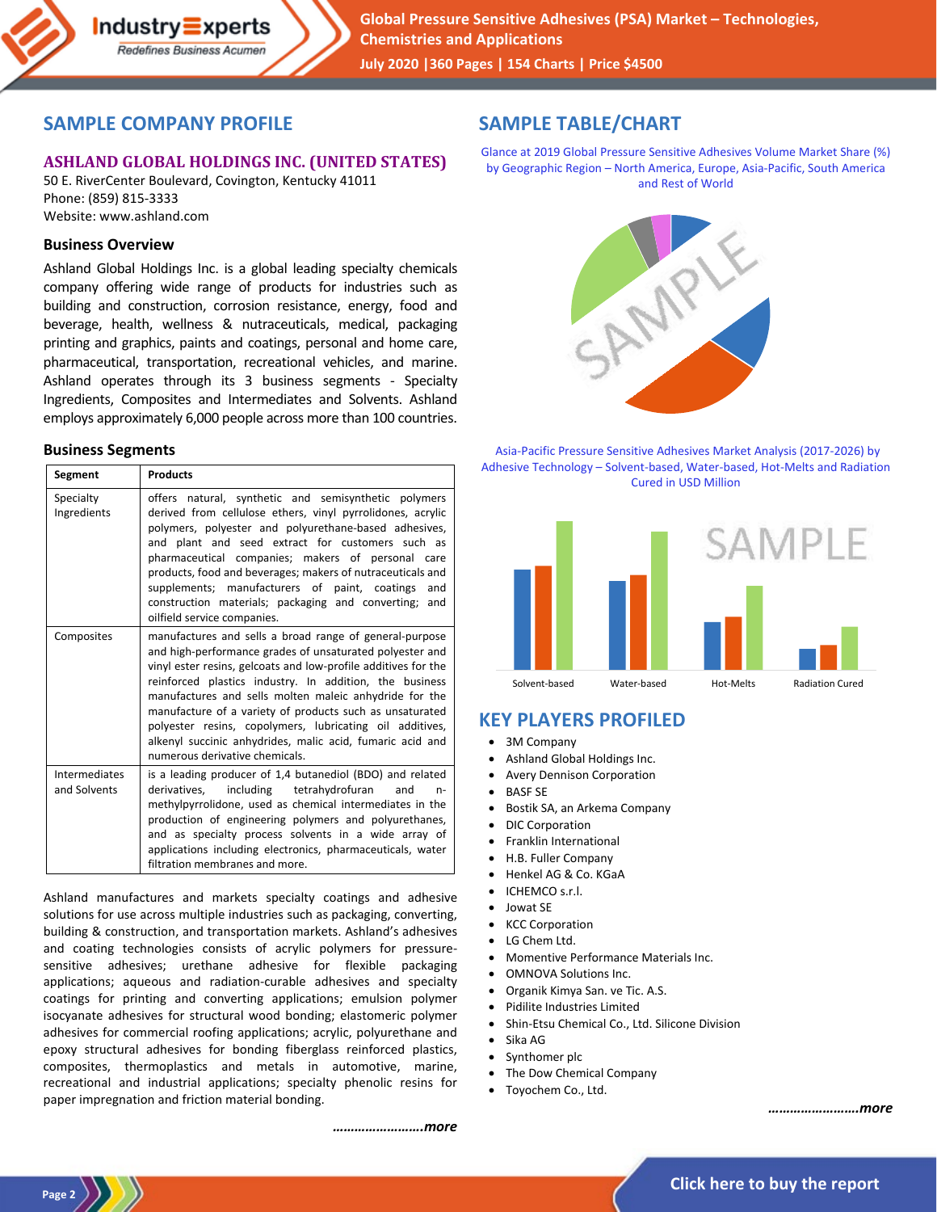## SAMPLE COMPANY PROFILE

### ASHLAND GLOBAL HOLDINGS INC. (UNITED STATES)

50 E. RiverCenter Boulevard, Covington, Kentucky 41011
Phone: (859) 815-3333
Website: www.ashland.com

### Business Overview

Ashland Global Holdings Inc. is a global leading specialty chemicals company offering wide range of products for industries such as building and construction, corrosion resistance, energy, food and beverage, health, wellness & nutraceuticals, medical, packaging printing and graphics, paints and coatings, personal and home care, pharmaceutical, transportation, recreational vehicles, and marine. Ashland operates through its 3 business segments - Specialty Ingredients, Composites and Intermediates and Solvents. Ashland employs approximately 6,000 people across more than 100 countries.

### Business Segments

| Segment | Products |
|---|---|
| Specialty Ingredients | offers natural, synthetic and semisynthetic polymers derived from cellulose ethers, vinyl pyrrolidones, acrylic polymers, polyester and polyurethane-based adhesives, and plant and seed extract for customers such as pharmaceutical companies; makers of personal care products, food and beverages; makers of nutraceuticals and supplements; manufacturers of paint, coatings and construction materials; packaging and converting; and oilfield service companies. |
| Composites | manufactures and sells a broad range of general-purpose and high-performance grades of unsaturated polyester and vinyl ester resins, gelcoats and low-profile additives for the reinforced plastics industry. In addition, the business manufactures and sells molten maleic anhydride for the manufacture of a variety of products such as unsaturated polyester resins, copolymers, lubricating oil additives, alkenyl succinic anhydrides, malic acid, fumaric acid and numerous derivative chemicals. |
| Intermediates and Solvents | is a leading producer of 1,4 butanediol (BDO) and related derivatives, including tetrahydrofuran and n-methylpyrrolidone, used as chemical intermediates in the production of engineering polymers and polyurethanes, and as specialty process solvents in a wide array of applications including electronics, pharmaceuticals, water filtration membranes and more. |

Ashland manufactures and markets specialty coatings and adhesive solutions for use across multiple industries such as packaging, converting, building & construction, and transportation markets. Ashland's adhesives and coating technologies consists of acrylic polymers for pressure-sensitive adhesives; urethane adhesive for flexible packaging applications; aqueous and radiation-curable adhesives and specialty coatings for printing and converting applications; emulsion polymer isocyanate adhesives for structural wood bonding; elastomeric polymer adhesives for commercial roofing applications; acrylic, polyurethane and epoxy structural adhesives for bonding fiberglass reinforced plastics, composites, thermoplastics and metals in automotive, marine, recreational and industrial applications; specialty phenolic resins for paper impregnation and friction material bonding.

*……………………more*

## SAMPLE TABLE/CHART

Glance at 2019 Global Pressure Sensitive Adhesives Volume Market Share (%) by Geographic Region – North America, Europe, Asia-Pacific, South America and Rest of World

Asia-Pacific Pressure Sensitive Adhesives Market Analysis (2017-2026) by Adhesive Technology – Solvent-based, Water-based, Hot-Melts and Radiation Cured in USD Million

## KEY PLAYERS PROFILED

- 3M Company
- Ashland Global Holdings Inc.
- Avery Dennison Corporation
- BASF SE
- Bostik SA, an Arkema Company
- DIC Corporation
- Franklin International
- H.B. Fuller Company
- Henkel AG & Co. KGaA
- ICHEMCO s.r.l.
- Jowat SE
- KCC Corporation
- LG Chem Ltd.
- Momentive Performance Materials Inc.
- OMNOVA Solutions Inc.
- Organik Kimya San. ve Tic. A.S.
- Pidilite Industries Limited
- Shin-Etsu Chemical Co., Ltd. Silicone Division
- Sika AG
- Synthomer plc
- The Dow Chemical Company
- Toyochem Co., Ltd.

*……………………more*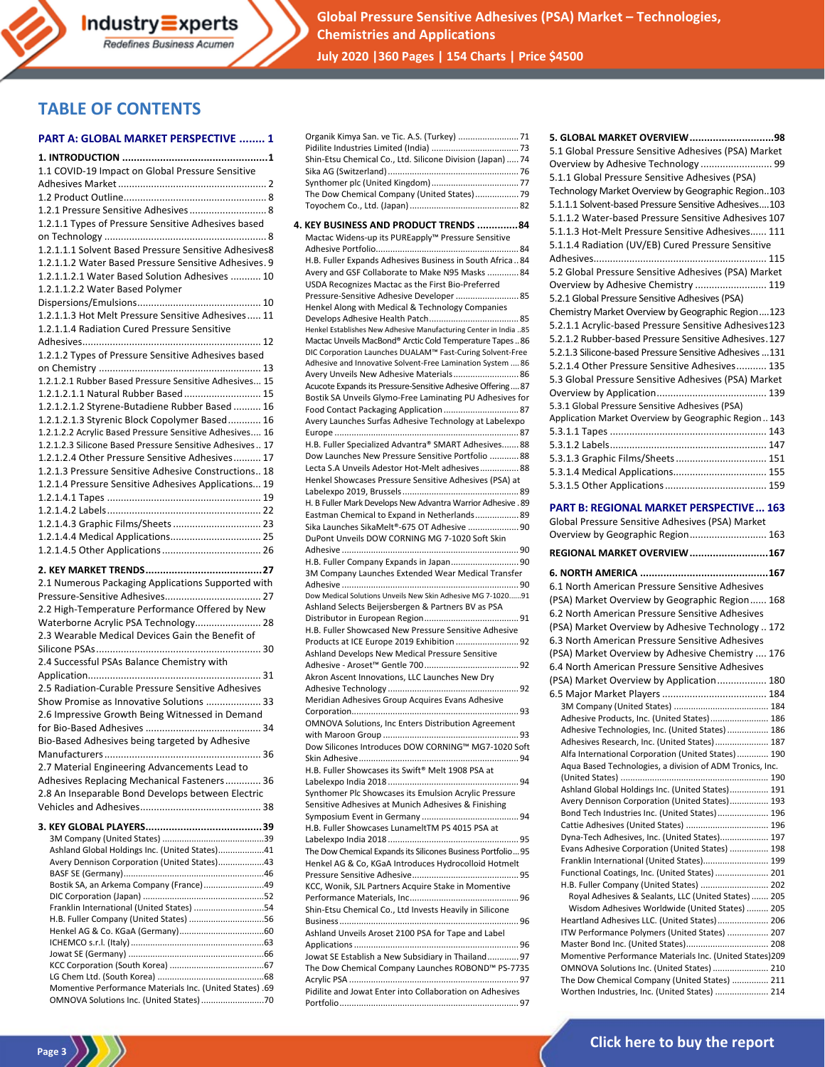# TABLE OF CONTENTS

**PART A: GLOBAL MARKET PERSPECTIVE ........ 1**

**1. INTRODUCTION .................................................1**

1.1 COVID-19 Impact on Global Pressure Sensitive Adhesives Market ...................................................... 2
1.2 Product Outline.................................................... 8
1.2.1 Pressure Sensitive Adhesives ............................ 8
1.2.1.1 Types of Pressure Sensitive Adhesives based on Technology ........................................................... 8
1.2.1.1.1 Solvent Based Pressure Sensitive Adhesives8
1.2.1.1.2 Water Based Pressure Sensitive Adhesives. 9
1.2.1.1.2.1 Water Based Solution Adhesives ........... 10
1.2.1.1.2.2 Water Based Polymer Dispersions/Emulsions............................................. 10
1.2.1.1.3 Hot Melt Pressure Sensitive Adhesives..... 11
1.2.1.1.4 Radiation Cured Pressure Sensitive Adhesives................................................................. 12
1.2.1.2 Types of Pressure Sensitive Adhesives based on Chemistry ........................................................... 13
1.2.1.2.1 Rubber Based Pressure Sensitive Adhesives... 15
1.2.1.2.1.1 Natural Rubber Based ............................ 15
1.2.1.2.1.2 Styrene-Butadiene Rubber Based .......... 16
1.2.1.2.1.3 Styrenic Block Copolymer Based ........... 16
1.2.1.2.2 Acrylic Based Pressure Sensitive Adhesives...... 16
1.2.1.2.3 Silicone Based Pressure Sensitive Adhesives .. 17
1.2.1.2.4 Other Pressure Sensitive Adhesives.......... 17
1.2.1.3 Pressure Sensitive Adhesive Constructions.. 18
1.2.1.4 Pressure Sensitive Adhesives Applications... 19
1.2.1.4.1 Tapes ........................................................ 19
1.2.1.4.2 Labels........................................................ 22
1.2.1.4.3 Graphic Films/Sheets ................................ 23
1.2.1.4.4 Medical Applications................................. 25
1.2.1.4.5 Other Applications .................................... 26

**2. KEY MARKET TRENDS........................................27**

2.1 Numerous Packaging Applications Supported with Pressure-Sensitive Adhesives.................................. 27
2.2 High-Temperature Performance Offered by New Waterborne Acrylic PSA Technology........................ 28
2.3 Wearable Medical Devices Gain the Benefit of Silicone PSAs............................................................ 30
2.4 Successful PSAs Balance Chemistry with Application................................................................ 31
2.5 Radiation-Curable Pressure Sensitive Adhesives Show Promise as Innovative Solutions .................... 33
2.6 Impressive Growth Being Witnessed in Demand for Bio-Based Adhesives .......................................... 34
Bio-Based Adhesives being targeted by Adhesive Manufacturers......................................................... 36
2.7 Material Engineering Advancements Lead to Adhesives Replacing Mechanical Fasteners............. 36
2.8 An Inseparable Bond Develops between Electric Vehicles and Adhesives........................................... 38

**3. KEY GLOBAL PLAYERS........................................39**

3M Company (United States) .........................................39
Ashland Global Holdings Inc. (United States)..................41
Avery Dennison Corporation (United States)..................43
BASF SE (Germany).........................................................46
Bostik SA, an Arkema Company (France).........................49
DIC Corporation (Japan) .................................................52
Franklin International (United States) .............................54
H.B. Fuller Company (United States) ...............................56
Henkel AG & Co. KGaA (Germany)..................................60
ICHEMCO s.r.l. (Italy)......................................................63
Jowat SE (Germany) .......................................................66
KCC Corporation (South Korea) .......................................67
LG Chem Ltd. (South Korea) ...........................................68
Momentive Performance Materials Inc. (United States) .69
OMNOVA Solutions Inc. (United States)..........................70
Organik Kimya San. ve Tic. A.S. (Turkey) .........................71
Pidilite Industries Limited (India) ....................................73
Shin-Etsu Chemical Co., Ltd. Silicone Division (Japan) .....74
Sika AG (Switzerland) .....................................................76
Synthomer plc (United Kingdom)....................................77
The Dow Chemical Company (United States)..................79
Toyochem Co., Ltd. (Japan) ............................................82

**4. KEY BUSINESS AND PRODUCT TRENDS ..............84**

Mactac Widens-up its PUREapply™ Pressure Sensitive Adhesive Portfolio..........................................................84
H.B. Fuller Expands Adhesives Business in South Africa ..84
Avery and GSF Collaborate to Make N95 Masks ............84
USDA Recognizes Mactac as the First Bio-Preferred Pressure-Sensitive Adhesive Developer..........................85
Henkel Along with Medical & Technology Companies Develops Adhesive Health Patch.....................................85
Henkel Establishes New Adhesive Manufacturing Center in India ..85
Mactac Unveils MacBond® Arctic Cold Temperature Tapes ..86
DIC Corporation Launches DUALAM™ Fast-Curing Solvent-Free Adhesive and Innovative Solvent-Free Lamination System .....86
Avery Unveils New Adhesive Materials...........................86
Acucote Expands its Pressure-Sensitive Adhesive Offering ....87
Bostik SA Unveils Glymo-Free Laminating PU Adhesives for Food Contact Packaging Application ..............................87
Avery Launches Surfas Adhesive Technology at Labelexpo Europe ...........................................................................87
H.B. Fuller Specialized Advantra® SMART Adhesives.......88
Dow Launches New Pressure Sensitive Portfolio ...........88
Lecta S.A Unveils Adestor Hot-Melt adhesives...............88
Henkel Showcases Pressure Sensitive Adhesives (PSA) at Labelexpo 2019, Brussels...............................................89
H. B Fuller Mark Develops New Advantra Warrior Adhesive . 89
Eastman Chemical to Expand in Netherlands..................89
Sika Launches SikaMelt®-675 OT Adhesive .....................90
DuPont Unveils DOW CORNING MG 7-1020 Soft Skin Adhesive .........................................................................90
H.B. Fuller Company Expands in Japan............................90
3M Company Launches Extended Wear Medical Transfer Adhesive .........................................................................90
Dow Medical Solutions Unveils New Skin Adhesive MG 7-1020......91
Ashland Selects Beijersbergen & Partners BV as PSA Distributor in European Region.......................................91
H.B. Fuller Showcased New Pressure Sensitive Adhesive Products at ICE Europe 2019 Exhibition ..........................92
Ashland Develops New Medical Pressure Sensitive Adhesive - Aroset™ Gentle 700 .......................................92
Akron Ascent Innovations, LLC Launches New Dry Adhesive Technology .....................................................92
Meridian Adhesives Group Acquires Evans Adhesive Corporation....................................................................93
OMNOVA Solutions, Inc Enters Distribution Agreement with Maroon Group ........................................................93
Dow Silicones Introduces DOW CORNING™ MG7-1020 Soft Skin Adhesive .................................................................94
H.B. Fuller Showcases its Swift® Melt 1908 PSA at Labelexpo India 2018 .....................................................94
Synthomer Plc Showcases its Emulsion Acrylic Pressure Sensitive Adhesives at Munich Adhesives & Finishing Symposium Event in Germany ........................................94
H.B. Fuller Showcases LunameltTM PS 4015 PSA at Labelexpo India 2018 .....................................................95
The Dow Chemical Expands its Silicones Business Portfolio ...95
Henkel AG & Co, KGaA Introduces Hydrocolloid Hotmelt Pressure Sensitive Adhesive...........................................95
KCC, Wonik, SJL Partners Acquire Stake in Momentive Performance Materials, Inc............................................96
Shin-Etsu Chemical Co., Ltd Invests Heavily in Silicone Business .........................................................................96
Ashland Unveils Aroset 2100 PSA for Tape and Label Applications ..................................................................96
Jowat SE Establish a New Subsidiary in Thailand............97
The Dow Chemical Company Launches ROBOND™ PS-7735 Acrylic PSA ....................................................................97
Pidilite and Jowat Enter into Collaboration on Adhesives Portfolio.........................................................................97

**5. GLOBAL MARKET OVERVIEW.............................98**

5.1 Global Pressure Sensitive Adhesives (PSA) Market Overview by Adhesive Technology .......................... 99
5.1.1 Global Pressure Sensitive Adhesives (PSA) Technology Market Overview by Geographic Region..103
5.1.1.1 Solvent-based Pressure Sensitive Adhesives....103
5.1.1.2 Water-based Pressure Sensitive Adhesives 107
5.1.1.3 Hot-Melt Pressure Sensitive Adhesives...... 111
5.1.1.4 Radiation (UV/EB) Cured Pressure Sensitive Adhesives.............................................................. 115
5.2 Global Pressure Sensitive Adhesives (PSA) Market Overview by Adhesive Chemistry ......................... 119
5.2.1 Global Pressure Sensitive Adhesives (PSA) Chemistry Market Overview by Geographic Region....123
5.2.1.1 Acrylic-based Pressure Sensitive Adhesives123
5.2.1.2 Rubber-based Pressure Sensitive Adhesives.127
5.2.1.3 Silicone-based Pressure Sensitive Adhesives ...131
5.2.1.4 Other Pressure Sensitive Adhesives........... 135
5.3 Global Pressure Sensitive Adhesives (PSA) Market Overview by Application........................................ 139
5.3.1 Global Pressure Sensitive Adhesives (PSA) Application Market Overview by Geographic Region .. 143
5.3.1.1 Tapes ......................................................... 143
5.3.1.2 Labels......................................................... 147
5.3.1.3 Graphic Films/Sheets ................................. 151
5.3.1.4 Medical Applications.................................. 155
5.3.1.5 Other Applications ..................................... 159

**PART B: REGIONAL MARKET PERSPECTIVE ... 163**

Global Pressure Sensitive Adhesives (PSA) Market Overview by Geographic Region............................ 163

**REGIONAL MARKET OVERVIEW...........................167**

**6. NORTH AMERICA ............................................167**

6.1 North American Pressure Sensitive Adhesives (PSA) Market Overview by Geographic Region...... 168
6.2 North American Pressure Sensitive Adhesives (PSA) Market Overview by Adhesive Technology .. 172
6.3 North American Pressure Sensitive Adhesives (PSA) Market Overview by Adhesive Chemistry .... 176
6.4 North American Pressure Sensitive Adhesives (PSA) Market Overview by Application.................. 180
6.5 Major Market Players ...................................... 184
3M Company (United States) ....................................... 184
Adhesive Products, Inc. (United States)........................ 186
Adhesive Technologies, Inc. (United States) ................. 186
Adhesives Research, Inc. (United States)...................... 187
Alfa International Corporation (United States)............. 190
Aqua Based Technologies, a division of ADM Tronics, Inc. (United States) ............................................................. 190
Ashland Global Holdings Inc. (United States)................ 191
Avery Dennison Corporation (United States)................ 193
Bond Tech Industries Inc. (United States)..................... 196
Cattie Adhesives (United States) .................................. 196
Dyna-Tech Adhesives, Inc. (United States).................... 197
Evans Adhesive Corporation (United States) ................ 198
Franklin International (United States)........................... 199
Functional Coatings, Inc. (United States) ...................... 201
H.B. Fuller Company (United States) ............................ 202
Royal Adhesives & Sealants, LLC (United States) ....... 205
Wisdom Adhesives Worldwide (United States) ......... 205
Heartland Adhesives LLC. (United States)..................... 206
ITW Performance Polymers (United States) ................. 207
Master Bond Inc. (United States).................................. 208
Momentive Performance Materials Inc. (United States)209
OMNOVA Solutions Inc. (United States) ....................... 210
The Dow Chemical Company (United States) ............... 211
Worthen Industries, Inc. (United States) ...................... 214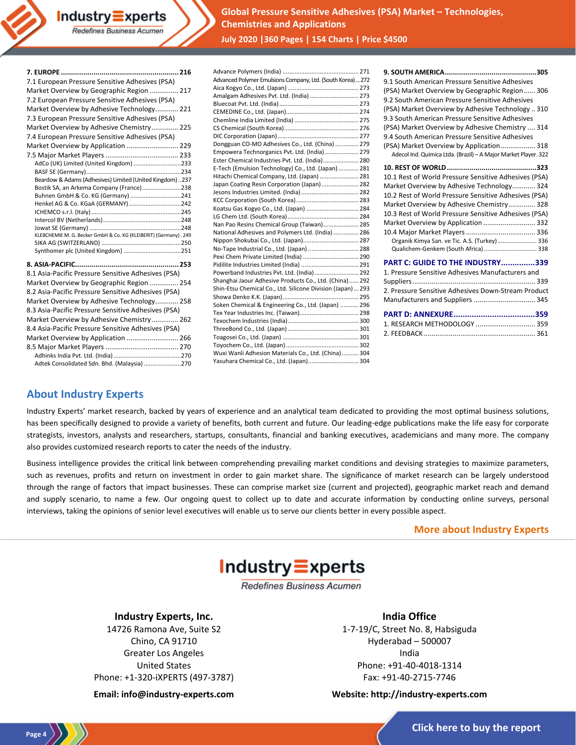**7. EUROPE ......................................................... 216**

7.1 European Pressure Sensitive Adhesives (PSA) Market Overview by Geographic Region ............... 217
7.2 European Pressure Sensitive Adhesives (PSA) Market Overview by Adhesive Technology............ 221
7.3 European Pressure Sensitive Adhesives (PSA) Market Overview by Adhesive Chemistry.............. 225
7.4 European Pressure Sensitive Adhesives (PSA) Market Overview by Application ........................... 229
7.5 Major Market Players ...................................... 233

- AdCo (UK) Limited (United Kingdom) ............................233
- BASF SE (Germany)........................................................234
- Beardow & Adams (Adhesives) Limited (United Kingdom) ..237
- Bostik SA, an Arkema Company (France).......................238
- Buhnen GmbH & Co. KG (Germany) ..............................241
- Henkel AG & Co. KGaA (GERMANY)...............................242
- ICHEMCO s.r.l. (Italy).....................................................245
- Intercol BV (Netherlands)..............................................248
- Jowat SE (Germany) ......................................................248
- KLEBCHEMIE M. G. Becker GmbH & Co. KG (KLEIBERIT) (Germany) . 249
- SIKA AG (SWITZERLAND) ...............................................250
- Synthomer plc (United Kingdom) ..................................251

**8. ASIA-PACIFIC.................................................. 253**

8.1 Asia-Pacific Pressure Sensitive Adhesives (PSA) Market Overview by Geographic Region ............... 254
8.2 Asia-Pacific Pressure Sensitive Adhesives (PSA) Market Overview by Adhesive Technology............ 258
8.3 Asia-Pacific Pressure Sensitive Adhesives (PSA) Market Overview by Adhesive Chemistry.............. 262
8.4 Asia-Pacific Pressure Sensitive Adhesives (PSA) Market Overview by Application ........................... 266
8.5 Major Market Players ...................................... 270

- Adhinks India Pvt. Ltd. (India)........................................270
- Adtek Consolidated Sdn. Bhd. (Malaysia) ......................270
- Advance Polymers (India) ............................................ 271
- Advanced Polymer Emulsions Company, Ltd. (South Korea)... 272
- Aica Kogyo Co., Ltd. (Japan) .......................................... 273
- Amalgam Adhesives Pvt. Ltd. (India) ............................ 273
- Bluecoat Pvt. Ltd. (India) .............................................. 273
- CEMEDINE Co., Ltd. (Japan)........................................... 274
- Chemline India Limited (India) ...................................... 275
- CS Chemical (South Korea)............................................ 276
- DIC Corporation (Japan)................................................ 277
- Dongguan CO-MO Adhesives Co., Ltd. (China) ............. 279
- Empowera Technorganics Pvt. Ltd. (India) .................... 279
- Ester Chemical Industries Pvt. Ltd. (India)..................... 280
- E-Tech (Emulsion Technology) Co., Ltd. (Japan) ............ 281
- Hitachi Chemical Company, Ltd. (Japan) ....................... 281
- Japan Coating Resin Corporation (Japan)...................... 282
- Jesons Industries Limited. (India) .................................. 282
- KCC Corporation (South Korea)..................................... 283
- Koatsu Gas Kogyo Co., Ltd. (Japan) ............................... 284
- LG Chem Ltd. (South Korea) .......................................... 284
- Nan Pao Resins Chemical Group (Taiwan)..................... 285
- National Adhesives and Polymers Ltd. (India) ............... 286
- Nippon Shokubai Co., Ltd. (Japan)................................. 287
- No-Tape Industrial Co., Ltd. (Japan) .............................. 288
- Pexi Chem Private Limited (India) ................................. 290
- Pidilite Industries Limited (India) .................................. 291
- Powerband Industries Pvt. Ltd. (India) .......................... 292
- Shanghai Jaour Adhesive Products Co., Ltd. (China)...... 292
- Shin-Etsu Chemical Co., Ltd. Silicone Division (Japan) ... 293
- Showa Denko K.K. (Japan)............................................. 295
- Soken Chemical & Engineering Co., Ltd. (Japan) ........... 296
- Tex Year Industries Inc. (Taiwan)................................... 298
- Texochem Industries (India)........................................... 300
- ThreeBond Co., Ltd. (Japan) .......................................... 301
- Toagosei Co., Ltd. (Japan) ............................................. 301
- Toyochem Co., Ltd. (Japan) ........................................... 302
- Wuxi Wanli Adhesion Materials Co., Ltd. (China) .......... 304
- Yasuhara Chemical Co., Ltd. (Japan).............................. 304

**9. SOUTH AMERICA............................................ 305**

9.1 South American Pressure Sensitive Adhesives (PSA) Market Overview by Geographic Region...... 306
9.2 South American Pressure Sensitive Adhesives (PSA) Market Overview by Adhesive Technology .. 310
9.3 South American Pressure Sensitive Adhesives (PSA) Market Overview by Adhesive Chemistry .... 314
9.4 South American Pressure Sensitive Adhesives (PSA) Market Overview by Application.................. 318

- Adecol Ind. Quimica Ltda. (Brazil) – A Major Market Player. 322

**10. REST OF WORLD ........................................... 323**

10.1 Rest of World Pressure Sensitive Adhesives (PSA) Market Overview by Adhesive Technology............ 324
10.2 Rest of World Pressure Sensitive Adhesives (PSA) Market Overview by Adhesive Chemistry.............. 328
10.3 Rest of World Pressure Sensitive Adhesives (PSA) Market Overview by Application ........................... 332
10.4 Major Market Players .................................... 336

- Organik Kimya San. ve Tic. A.S. (Turkey) ....................... 336
- Qualichem-Genkem (South Africa) ............................... 338

**PART C: GUIDE TO THE INDUSTRY............... 339**

1. Pressure Sensitive Adhesives Manufacturers and Suppliers ................................................................ 339
2. Pressure Sensitive Adhesives Down-Stream Product Manufacturers and Suppliers ................................ 345

**PART D: ANNEXURE.................................... 359**

1. RESEARCH METHODOLOGY ............................... 359
2. FEEDBACK .......................................................... 361

## About Industry Experts

Industry Experts' market research, backed by years of experience and an analytical team dedicated to providing the most optimal business solutions, has been specifically designed to provide a variety of benefits, both current and future. Our leading-edge publications make the life easy for corporate strategists, investors, analysts and researchers, startups, consultants, financial and banking executives, academicians and many more. The company also provides customized research reports to cater the needs of the industry.

Business intelligence provides the critical link between comprehending prevailing market conditions and devising strategies to maximize parameters, such as revenues, profits and return on investment in order to gain market share. The significance of market research can be largely understood through the range of factors that impact businesses. These can comprise market size (current and projected), geographic market reach and demand and supply scenario, to name a few. Our ongoing quest to collect up to date and accurate information by conducting online surveys, personal interviews, taking the opinions of senior level executives will enable us to serve our clients better in every possible aspect.

**More about Industry Experts**

Industry Experts
*Redefines Business Acumen*

**Industry Experts, Inc.**
14726 Ramona Ave, Suite S2
Chino, CA 91710
Greater Los Angeles
United States
Phone: +1-320-iXPERTS (497-3787)
**Email: info@industry-experts.com**

**India Office**
1-7-19/C, Street No. 8, Habsiguda
Hyderabad – 500007
India
Phone: +91-40-4018-1314
Fax: +91-40-2715-7746
**Website: http://industry-experts.com**

**Click here to buy the report**